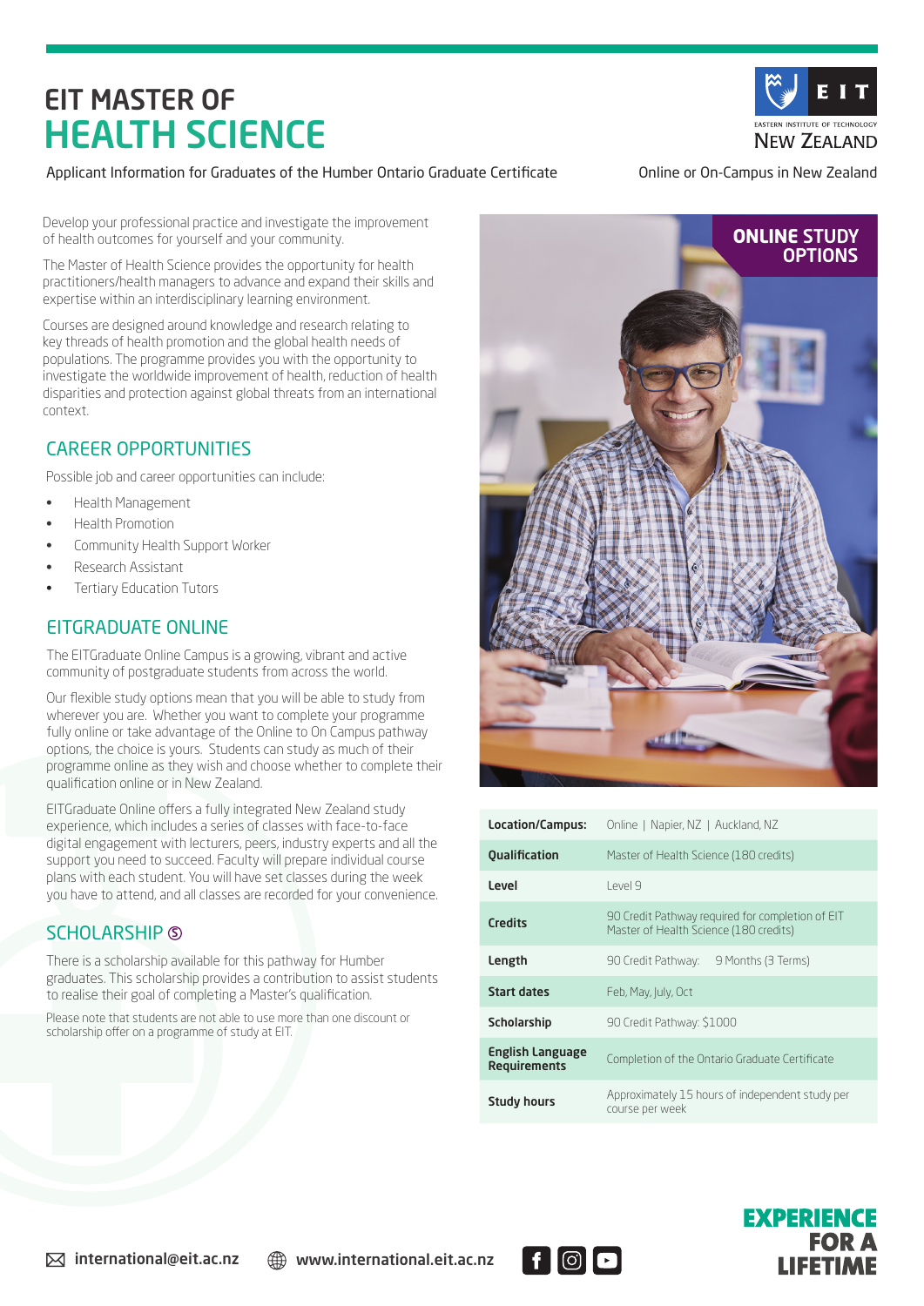# EIT MASTER OF HEALTH SCIENCE

Applicant Information for Graduates of the Humber Ontario Graduate Certificate

Online or On-Campus in New Zealand

Develop your professional practice and investigate the improvement of health outcomes for yourself and your community.

The Master of Health Science provides the opportunity for health practitioners/health managers to advance and expand their skills and expertise within an interdisciplinary learning environment.

Courses are designed around knowledge and research relating to key threads of health promotion and the global health needs of populations. The programme provides you with the opportunity to investigate the worldwide improvement of health, reduction of health disparities and protection against global threats from an international context.

## CAREER OPPORTUNITIES

Possible job and career opportunities can include:

- Health Management
- Health Promotion
- Community Health Support Worker
- Research Assistant
- Tertiary Education Tutors

## EITGRADUATE ONLINE

The EITGraduate Online Campus is a growing, vibrant and active community of postgraduate students from across the world.

Our flexible study options mean that you will be able to study from wherever you are. Whether you want to complete your programme fully online or take advantage of the Online to On Campus pathway options, the choice is yours. Students can study as much of their programme online as they wish and choose whether to complete their qualification online or in New Zealand.

EITGraduate Online offers a fully integrated New Zealand study experience, which includes a series of classes with face-to-face digital engagement with lecturers, peers, industry experts and all the support you need to succeed. Faculty will prepare individual course plans with each student. You will have set classes during the week you have to attend, and all classes are recorded for your convenience.

## SCHOLARSHIP $

There is a scholarship available for this pathway for Humber graduates. This scholarship provides a contribution to assist students to realise their goal of completing a Master's qualification.

Please note that students are not able to use more than one discount or scholarship offer on a programme of study at EIT.

**ONLINE STUDY OPTIONS**

| | |
|---|---|
| **Location/Campus:** | Online \| Napier, NZ \| Auckland, NZ |
| **Qualification** | Master of Health Science (180 credits) |
| **Level** | Level 9 |
| **Credits** | 90 Credit Pathway required for completion of EIT Master of Health Science (180 credits) |
| **Length** | 90 Credit Pathway: 9 Months (3 Terms) |
| **Start dates** | Feb, May, July, Oct |
| **Scholarship** | 90 Credit Pathway: $1000 |
| **English Language Requirements** | Completion of the Ontario Graduate Certificate |
| **Study hours** | Approximately 15 hours of independent study per course per week |

international@eit.ac.nz | www.international.eit.ac.nz

EXPERIENCE FOR A LIFETIME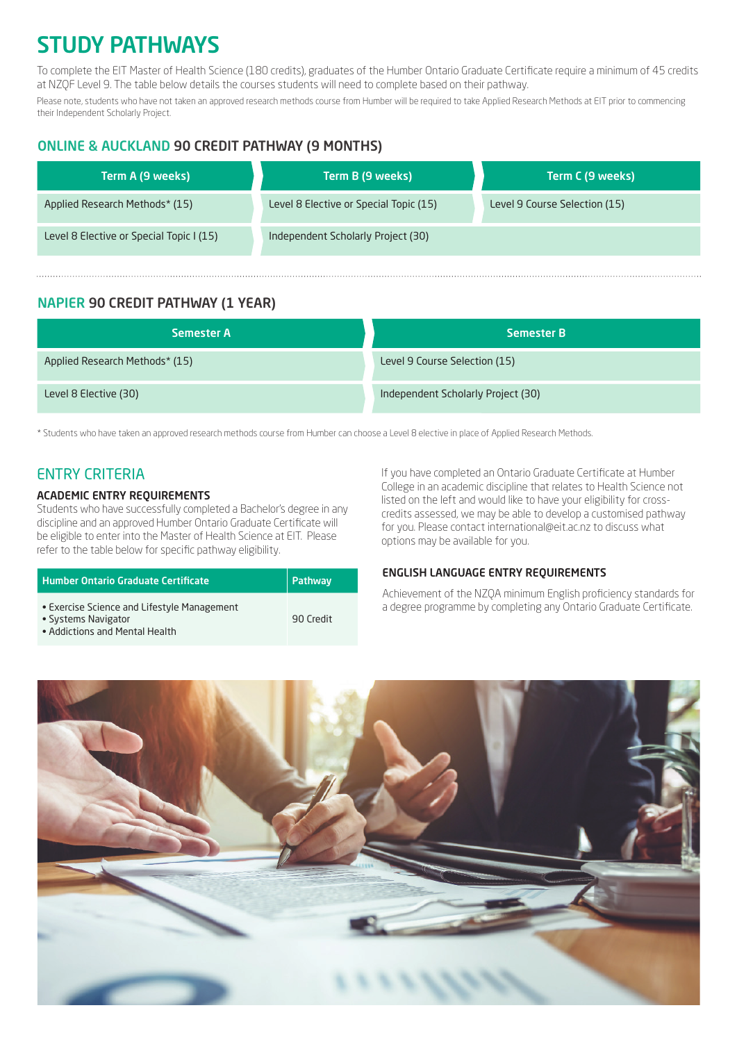# STUDY PATHWAYS

To complete the EIT Master of Health Science (180 credits), graduates of the Humber Ontario Graduate Certificate require a minimum of 45 credits at NZQF Level 9. The table below details the courses students will need to complete based on their pathway.

Please note, students who have not taken an approved research methods course from Humber will be required to take Applied Research Methods at EIT prior to commencing their Independent Scholarly Project.

## ONLINE & AUCKLAND 90 CREDIT PATHWAY (9 MONTHS)

| Term A (9 weeks) | Term B (9 weeks) | Term C (9 weeks) |
|---|---|---|
| Applied Research Methods* (15) | Level 8 Elective or Special Topic (15) | Level 9 Course Selection (15) |
| Level 8 Elective or Special Topic I (15) | Independent Scholarly Project (30) | |

## NAPIER 90 CREDIT PATHWAY (1 YEAR)

| Semester A | Semester B |
|---|---|
| Applied Research Methods* (15) | Level 9 Course Selection (15) |
| Level 8 Elective (30) | Independent Scholarly Project (30) |

* Students who have taken an approved research methods course from Humber can choose a Level 8 elective in place of Applied Research Methods.

## ENTRY CRITERIA

### ACADEMIC ENTRY REQUIREMENTS

Students who have successfully completed a Bachelor's degree in any discipline and an approved Humber Ontario Graduate Certificate will be eligible to enter into the Master of Health Science at EIT. Please refer to the table below for specific pathway eligibility.

| Humber Ontario Graduate Certificate | Pathway |
|---|---|
| • Exercise Science and Lifestyle Management<br>• Systems Navigator<br>• Addictions and Mental Health | 90 Credit |

If you have completed an Ontario Graduate Certificate at Humber College in an academic discipline that relates to Health Science not listed on the left and would like to have your eligibility for cross-credits assessed, we may be able to develop a customised pathway for you. Please contact international@eit.ac.nz to discuss what options may be available for you.

### ENGLISH LANGUAGE ENTRY REQUIREMENTS

Achievement of the NZQA minimum English proficiency standards for a degree programme by completing any Ontario Graduate Certificate.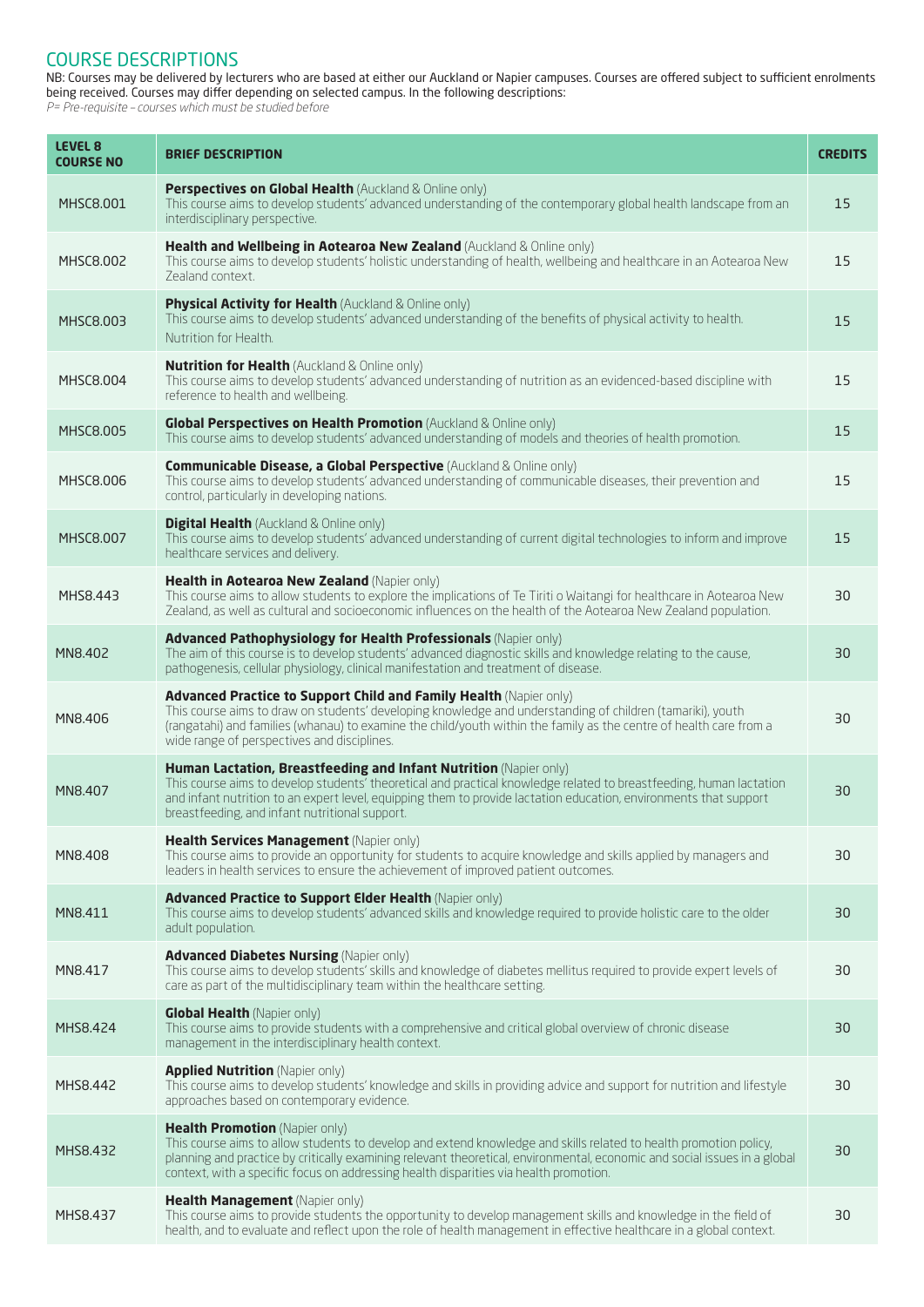## COURSE DESCRIPTIONS

NB: Courses may be delivered by lecturers who are based at either our Auckland or Napier campuses. Courses are offered subject to sufficient enrolments being received. Courses may differ depending on selected campus. In the following descriptions:

*P= Pre-requisite – courses which must be studied before*

| LEVEL 8 COURSE NO | BRIEF DESCRIPTION | CREDITS |
|---|---|---|
| MHSC8.001 | **Perspectives on Global Health** (Auckland & Online only)<br>This course aims to develop students' advanced understanding of the contemporary global health landscape from an interdisciplinary perspective. | 15 |
| MHSC8.002 | **Health and Wellbeing in Aotearoa New Zealand** (Auckland & Online only)<br>This course aims to develop students' holistic understanding of health, wellbeing and healthcare in an Aotearoa New Zealand context. | 15 |
| MHSC8.003 | **Physical Activity for Health** (Auckland & Online only)<br>This course aims to develop students' advanced understanding of the benefits of physical activity to health.<br>Nutrition for Health. | 15 |
| MHSC8.004 | **Nutrition for Health** (Auckland & Online only)<br>This course aims to develop students' advanced understanding of nutrition as an evidenced-based discipline with reference to health and wellbeing. | 15 |
| MHSC8.005 | **Global Perspectives on Health Promotion** (Auckland & Online only)<br>This course aims to develop students' advanced understanding of models and theories of health promotion. | 15 |
| MHSC8.006 | **Communicable Disease, a Global Perspective** (Auckland & Online only)<br>This course aims to develop students' advanced understanding of communicable diseases, their prevention and control, particularly in developing nations. | 15 |
| MHSC8.007 | **Digital Health** (Auckland & Online only)<br>This course aims to develop students' advanced understanding of current digital technologies to inform and improve healthcare services and delivery. | 15 |
| MHS8.443 | **Health in Aotearoa New Zealand** (Napier only)<br>This course aims to allow students to explore the implications of Te Tiriti o Waitangi for healthcare in Aotearoa New Zealand, as well as cultural and socioeconomic influences on the health of the Aotearoa New Zealand population. | 30 |
| MN8.402 | **Advanced Pathophysiology for Health Professionals** (Napier only)<br>The aim of this course is to develop students' advanced diagnostic skills and knowledge relating to the cause, pathogenesis, cellular physiology, clinical manifestation and treatment of disease. | 30 |
| MN8.406 | **Advanced Practice to Support Child and Family Health** (Napier only)<br>This course aims to draw on students' developing knowledge and understanding of children (tamariki), youth (rangatahi) and families (whanau) to examine the child/youth within the family as the centre of health care from a wide range of perspectives and disciplines. | 30 |
| MN8.407 | **Human Lactation, Breastfeeding and Infant Nutrition** (Napier only)<br>This course aims to develop students' theoretical and practical knowledge related to breastfeeding, human lactation and infant nutrition to an expert level, equipping them to provide lactation education, environments that support breastfeeding, and infant nutritional support. | 30 |
| MN8.408 | **Health Services Management** (Napier only)<br>This course aims to provide an opportunity for students to acquire knowledge and skills applied by managers and leaders in health services to ensure the achievement of improved patient outcomes. | 30 |
| MN8.411 | **Advanced Practice to Support Elder Health** (Napier only)<br>This course aims to develop students' advanced skills and knowledge required to provide holistic care to the older adult population. | 30 |
| MN8.417 | **Advanced Diabetes Nursing** (Napier only)<br>This course aims to develop students' skills and knowledge of diabetes mellitus required to provide expert levels of care as part of the multidisciplinary team within the healthcare setting. | 30 |
| MHS8.424 | **Global Health** (Napier only)<br>This course aims to provide students with a comprehensive and critical global overview of chronic disease management in the interdisciplinary health context. | 30 |
| MHS8.442 | **Applied Nutrition** (Napier only)<br>This course aims to develop students' knowledge and skills in providing advice and support for nutrition and lifestyle approaches based on contemporary evidence. | 30 |
| MHS8.432 | **Health Promotion** (Napier only)<br>This course aims to allow students to develop and extend knowledge and skills related to health promotion policy, planning and practice by critically examining relevant theoretical, environmental, economic and social issues in a global context, with a specific focus on addressing health disparities via health promotion. | 30 |
| MHS8.437 | **Health Management** (Napier only)<br>This course aims to provide students the opportunity to develop management skills and knowledge in the field of health, and to evaluate and reflect upon the role of health management in effective healthcare in a global context. | 30 |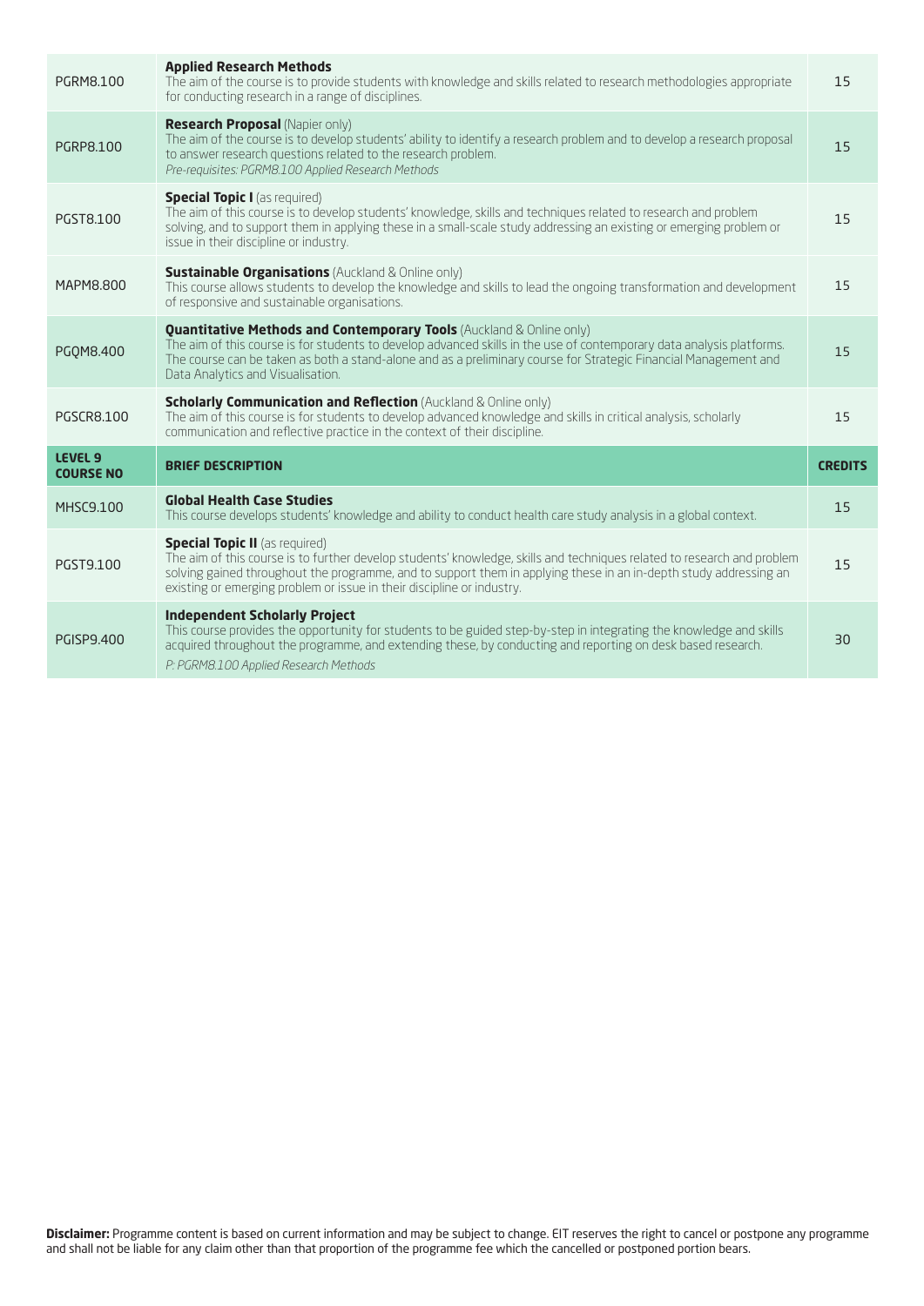| | | |
|---|---|---|
| PGRM8.100 | **Applied Research Methods**<br>The aim of the course is to provide students with knowledge and skills related to research methodologies appropriate for conducting research in a range of disciplines. | 15 |
| PGRP8.100 | **Research Proposal** (Napier only)<br>The aim of the course is to develop students' ability to identify a research problem and to develop a research proposal to answer research questions related to the research problem.<br>*Pre-requisites: PGRM8.100 Applied Research Methods* | 15 |
| PGST8.100 | **Special Topic I** (as required)<br>The aim of this course is to develop students' knowledge, skills and techniques related to research and problem solving, and to support them in applying these in a small-scale study addressing an existing or emerging problem or issue in their discipline or industry. | 15 |
| MAPM8.800 | **Sustainable Organisations** (Auckland & Online only)<br>This course allows students to develop the knowledge and skills to lead the ongoing transformation and development of responsive and sustainable organisations. | 15 |
| PGQM8.400 | **Quantitative Methods and Contemporary Tools** (Auckland & Online only)<br>The aim of this course is for students to develop advanced skills in the use of contemporary data analysis platforms. The course can be taken as both a stand-alone and as a preliminary course for Strategic Financial Management and Data Analytics and Visualisation. | 15 |
| PGSCR8.100 | **Scholarly Communication and Reflection** (Auckland & Online only)<br>The aim of this course is for students to develop advanced knowledge and skills in critical analysis, scholarly communication and reflective practice in the context of their discipline. | 15 |
| **LEVEL 9 COURSE NO** | **BRIEF DESCRIPTION** | **CREDITS** |
| MHSC9.100 | **Global Health Case Studies**<br>This course develops students' knowledge and ability to conduct health care study analysis in a global context. | 15 |
| PGST9.100 | **Special Topic II** (as required)<br>The aim of this course is to further develop students' knowledge, skills and techniques related to research and problem solving gained throughout the programme, and to support them in applying these in an in-depth study addressing an existing or emerging problem or issue in their discipline or industry. | 15 |
| PGISP9.400 | **Independent Scholarly Project**<br>This course provides the opportunity for students to be guided step-by-step in integrating the knowledge and skills acquired throughout the programme, and extending these, by conducting and reporting on desk based research.<br>*P: PGRM8.100 Applied Research Methods* | 30 |

**Disclaimer:** Programme content is based on current information and may be subject to change. EIT reserves the right to cancel or postpone any programme and shall not be liable for any claim other than that proportion of the programme fee which the cancelled or postponed portion bears.